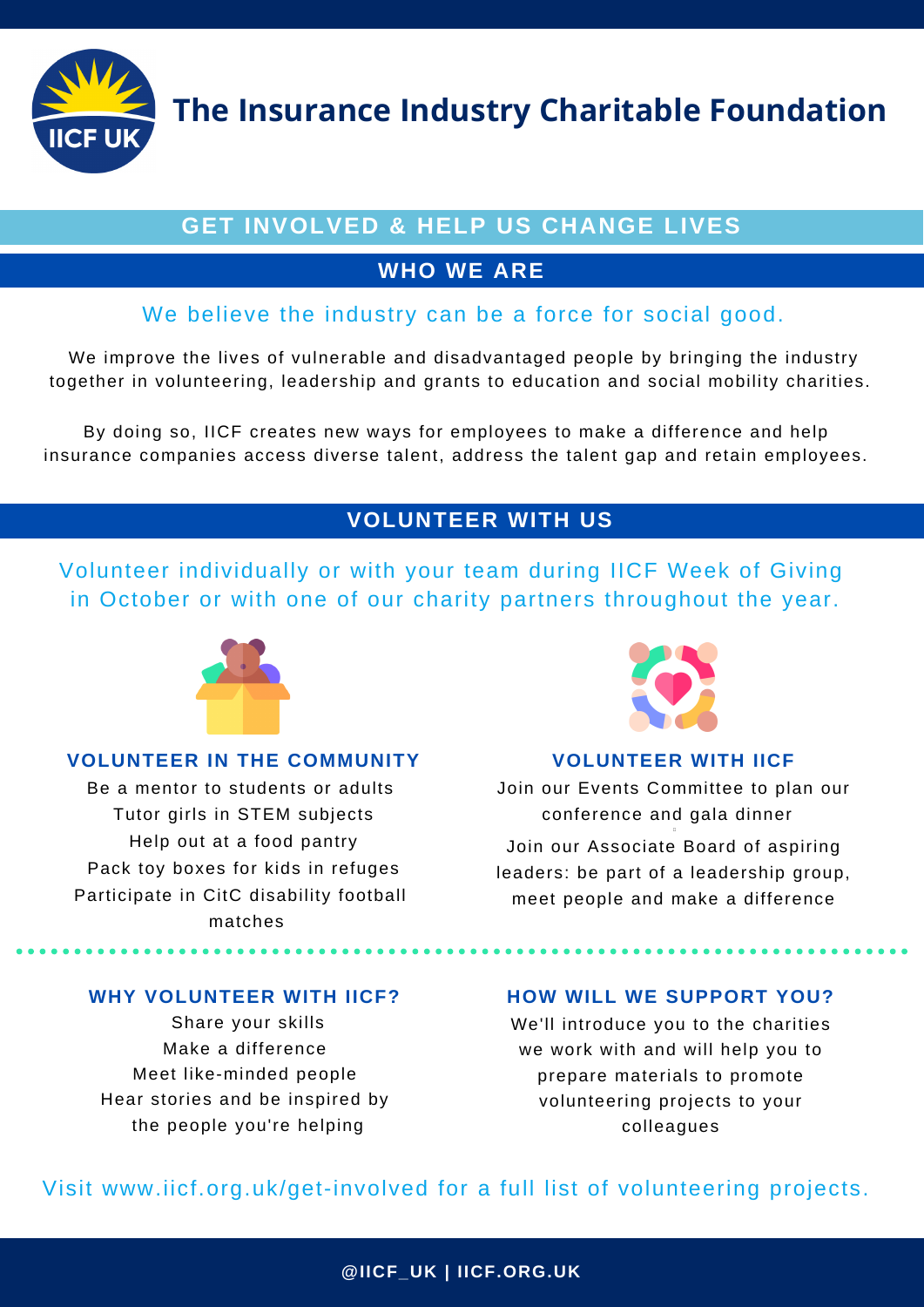# The Insurance Industry Charitable Foundation

IICF UK

## GET INVOLVED & HELP US CHANGE LIVES

## WHO WE ARE

We believe the industry can be a force for social good.

We improve the lives of vulnerable and disadvantaged people by bringing the industry together in volunteering, leadership and grants to education and social mobility charities.

By doing so, IICF creates new ways for employees to make a difference and help insurance companies access diverse talent, address the talent gap and retain employees.

## VOLUNTEER WITH US

Volunteer individually or with your team during IICF Week of Giving in October or with one of our charity partners throughout the year.

### VOLUNTEER IN THE COMMUNITY

Be a mentor to students or adults
Tutor girls in STEM subjects
Help out at a food pantry
Pack toy boxes for kids in refuges
Participate in CitC disability football matches

### VOLUNTEER WITH IICF

Join our Events Committee to plan our conference and gala dinner

Join our Associate Board of aspiring leaders: be part of a leadership group, meet people and make a difference

### WHY VOLUNTEER WITH IICF?

Share your skills
Make a difference
Meet like-minded people
Hear stories and be inspired by the people you're helping

### HOW WILL WE SUPPORT YOU?

We'll introduce you to the charities we work with and will help you to prepare materials to promote volunteering projects to your colleagues

Visit www.iicf.org.uk/get-involved for a full list of volunteering projects.

@IICF_UK | IICF.ORG.UK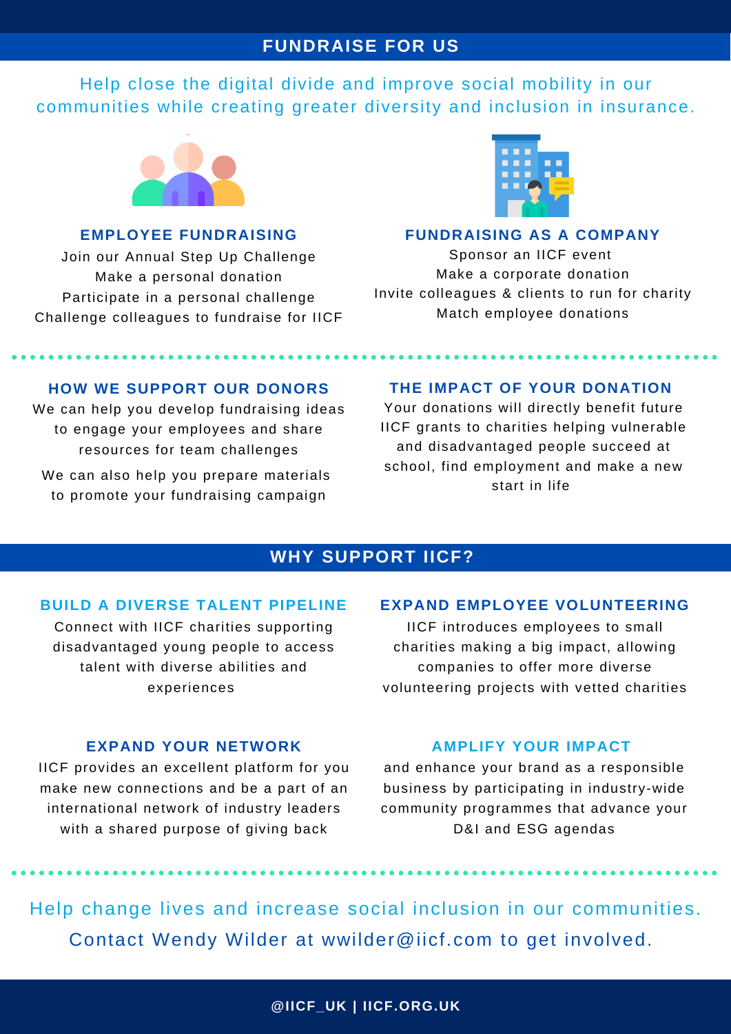## FUNDRAISE FOR US

Help close the digital divide and improve social mobility in our communities while creating greater diversity and inclusion in insurance.

### EMPLOYEE FUNDRAISING

Join our Annual Step Up Challenge
Make a personal donation
Participate in a personal challenge
Challenge colleagues to fundraise for IICF

### FUNDRAISING AS A COMPANY

Sponsor an IICF event
Make a corporate donation
Invite colleagues & clients to run for charity
Match employee donations

### HOW WE SUPPORT OUR DONORS

We can help you develop fundraising ideas to engage your employees and share resources for team challenges

We can also help you prepare materials to promote your fundraising campaign

### THE IMPACT OF YOUR DONATION

Your donations will directly benefit future IICF grants to charities helping vulnerable and disadvantaged people succeed at school, find employment and make a new start in life

## WHY SUPPORT IICF?

### BUILD A DIVERSE TALENT PIPELINE

Connect with IICF charities supporting disadvantaged young people to access talent with diverse abilities and experiences

### EXPAND EMPLOYEE VOLUNTEERING

IICF introduces employees to small charities making a big impact, allowing companies to offer more diverse volunteering projects with vetted charities

### EXPAND YOUR NETWORK

IICF provides an excellent platform for you make new connections and be a part of an international network of industry leaders with a shared purpose of giving back

### AMPLIFY YOUR IMPACT

and enhance your brand as a responsible business by participating in industry-wide community programmes that advance your D&I and ESG agendas

Help change lives and increase social inclusion in our communities.
Contact Wendy Wilder at wwilder@iicf.com to get involved.

@IICF_UK | IICF.ORG.UK